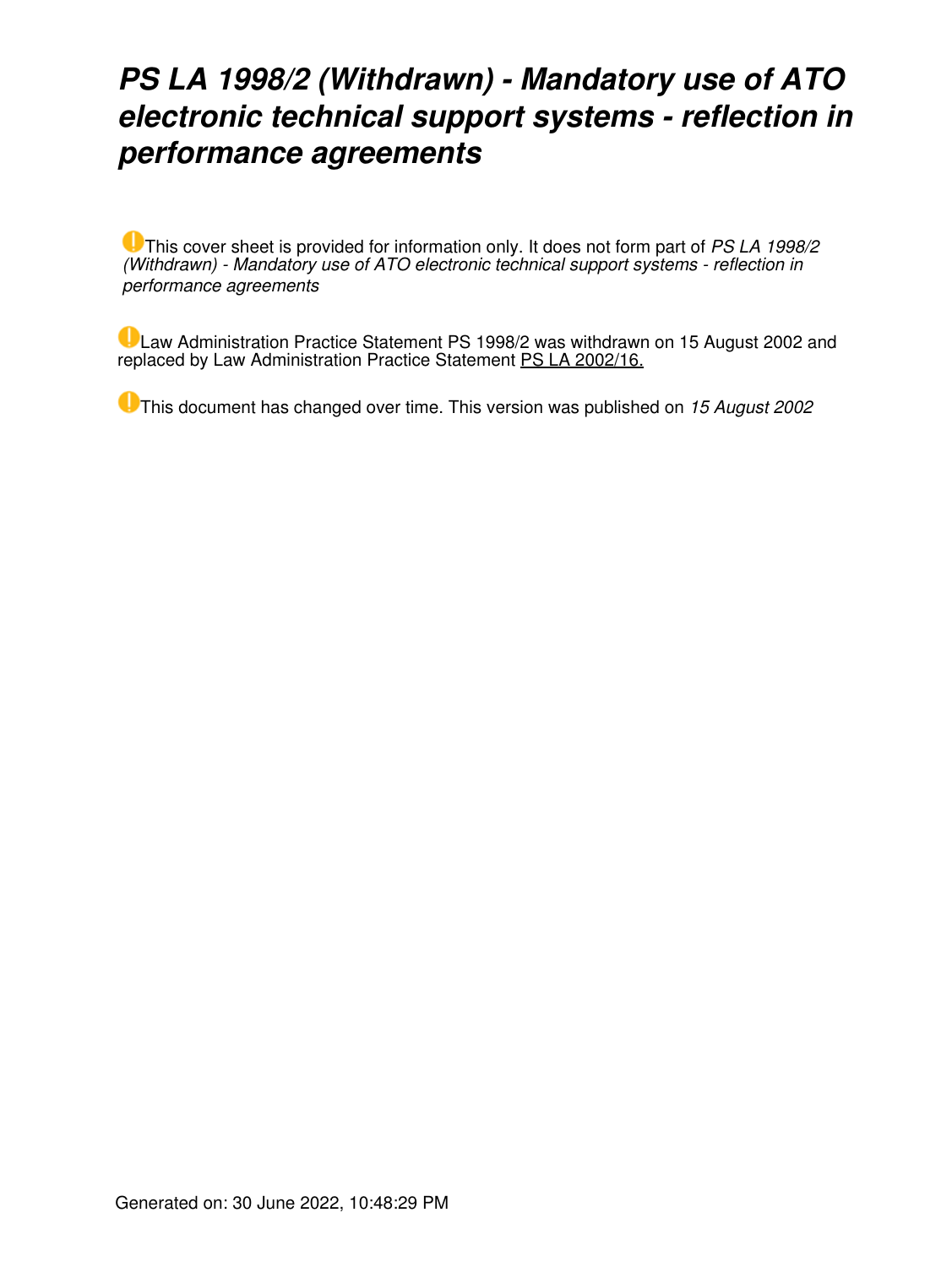# *PS LA 1998/2 (Withdrawn) - Mandatory use of ATO electronic technical support systems - reflection in performance agreements*

This cover sheet is provided for information only. It does not form part of *PS LA 1998/2 (Withdrawn) - Mandatory use of ATO electronic technical support systems - reflection in performance agreements*

Law Administration Practice Statement PS 1998/2 was withdrawn on 15 August 2002 and replaced by Law Administration Practice Statement PS LA 2002/16.

This document has changed over time. This version was published on *15 August 2002*

Generated on: 30 June 2022, 10:48:29 PM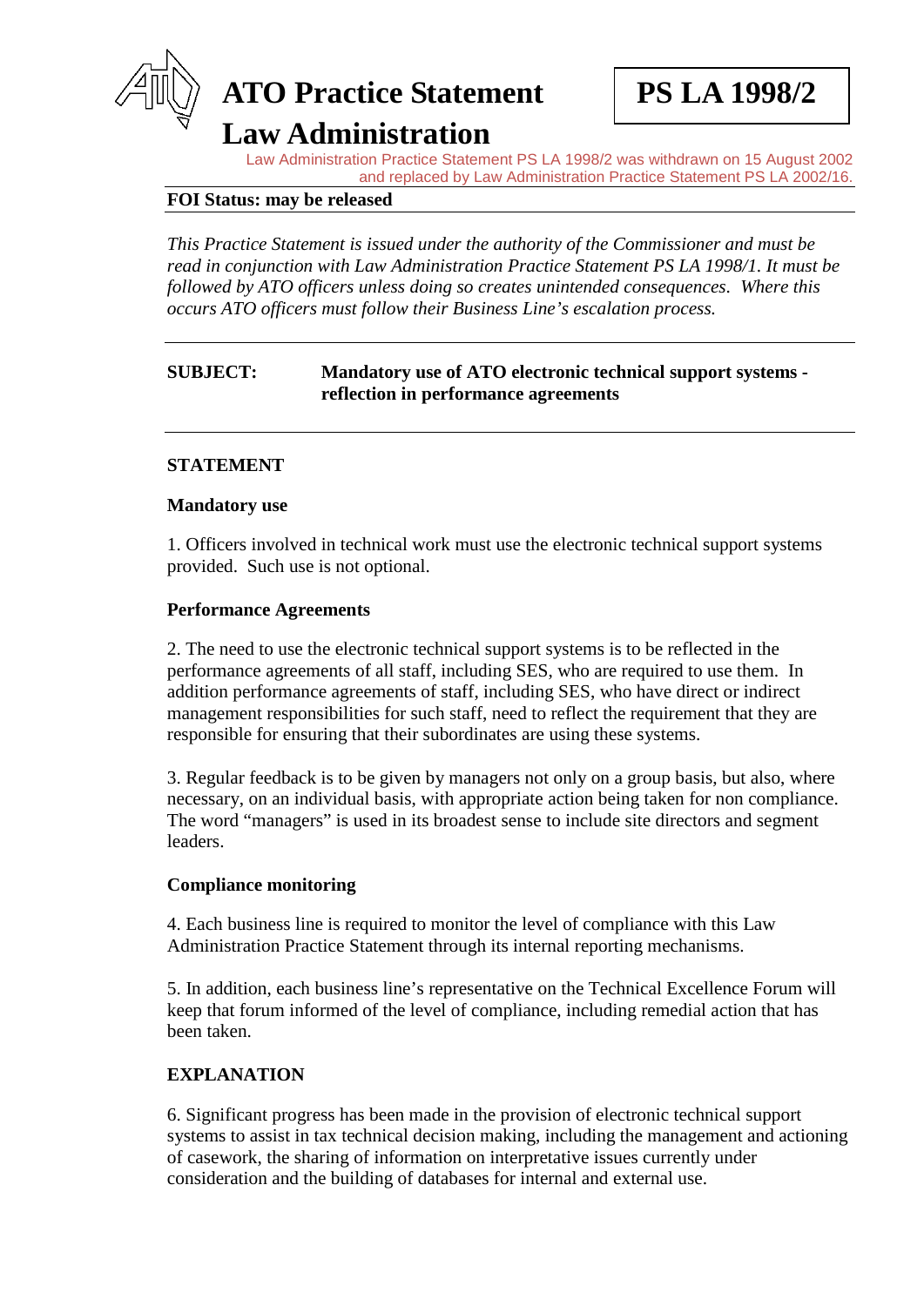# ATO Practice Statement Law Administration

**PS LA 1998/2**

Law Administration Practice Statement PS LA 1998/2 was withdrawn on 15 August 2002 and replaced by Law Administration Practice Statement PS LA 2002/16.

**FOI Status: may be released**

*This Practice Statement is issued under the authority of the Commissioner and must be read in conjunction with Law Administration Practice Statement PS LA 1998/1. It must be followed by ATO officers unless doing so creates unintended consequences. Where this occurs ATO officers must follow their Business Line's escalation process.*

**SUBJECT:** **Mandatory use of ATO electronic technical support systems - reflection in performance agreements**

## STATEMENT

### Mandatory use

1. Officers involved in technical work must use the electronic technical support systems provided. Such use is not optional.

### Performance Agreements

2. The need to use the electronic technical support systems is to be reflected in the performance agreements of all staff, including SES, who are required to use them. In addition performance agreements of staff, including SES, who have direct or indirect management responsibilities for such staff, need to reflect the requirement that they are responsible for ensuring that their subordinates are using these systems.

3. Regular feedback is to be given by managers not only on a group basis, but also, where necessary, on an individual basis, with appropriate action being taken for non compliance. The word "managers" is used in its broadest sense to include site directors and segment leaders.

### Compliance monitoring

4. Each business line is required to monitor the level of compliance with this Law Administration Practice Statement through its internal reporting mechanisms.

5. In addition, each business line's representative on the Technical Excellence Forum will keep that forum informed of the level of compliance, including remedial action that has been taken.

## EXPLANATION

6. Significant progress has been made in the provision of electronic technical support systems to assist in tax technical decision making, including the management and actioning of casework, the sharing of information on interpretative issues currently under consideration and the building of databases for internal and external use.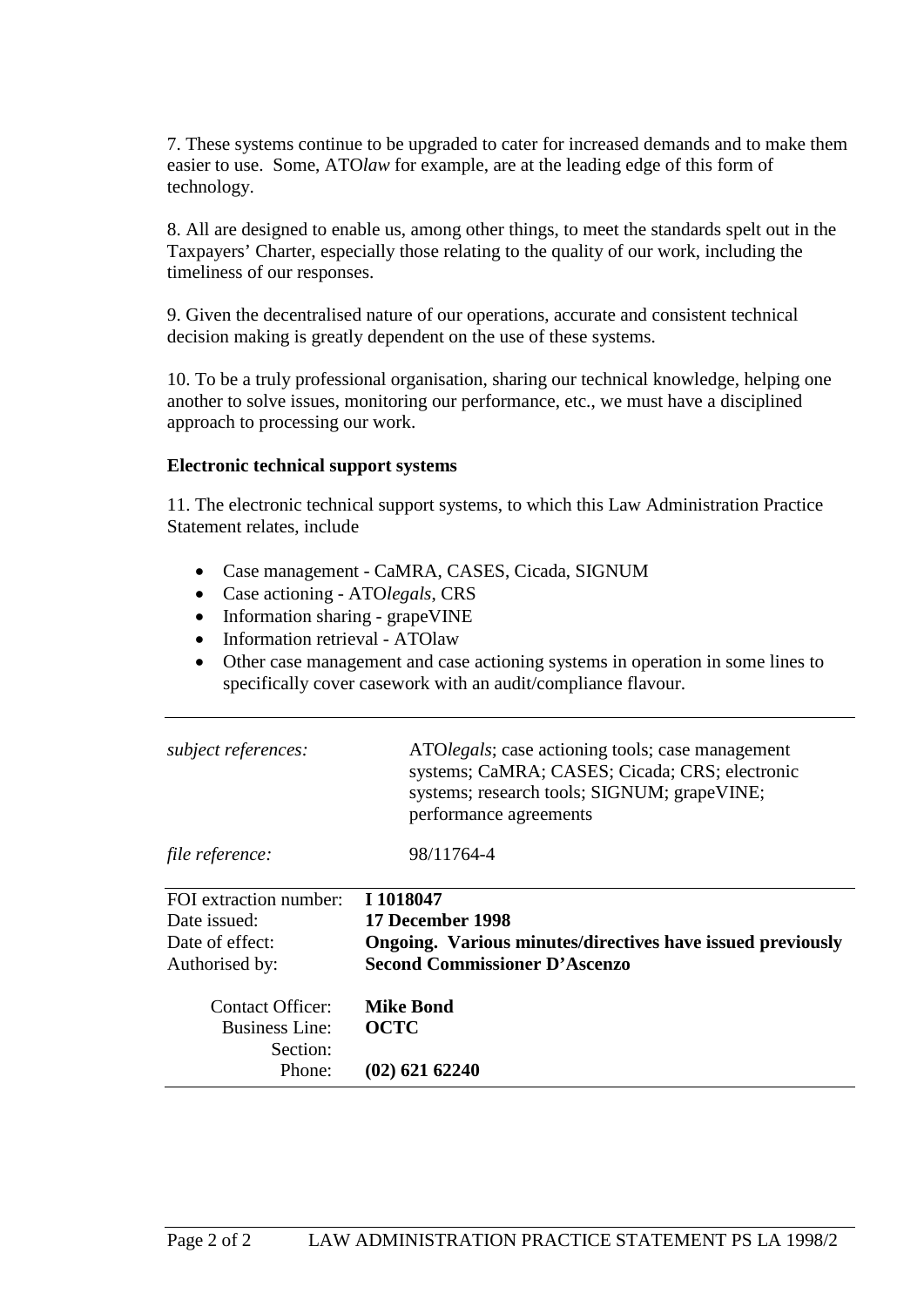7. These systems continue to be upgraded to cater for increased demands and to make them easier to use. Some, ATO*law* for example, are at the leading edge of this form of technology.

8. All are designed to enable us, among other things, to meet the standards spelt out in the Taxpayers' Charter, especially those relating to the quality of our work, including the timeliness of our responses.

9. Given the decentralised nature of our operations, accurate and consistent technical decision making is greatly dependent on the use of these systems.

10. To be a truly professional organisation, sharing our technical knowledge, helping one another to solve issues, monitoring our performance, etc., we must have a disciplined approach to processing our work.

**Electronic technical support systems**

11. The electronic technical support systems, to which this Law Administration Practice Statement relates, include

- Case management - CaMRA, CASES, Cicada, SIGNUM
- Case actioning - ATO*legals*, CRS
- Information sharing - grapeVINE
- Information retrieval - ATOlaw
- Other case management and case actioning systems in operation in some lines to specifically cover casework with an audit/compliance flavour.

---

| | |
|---|---|
| *subject references:* | ATO*legals*; case actioning tools; case management systems; CaMRA; CASES; Cicada; CRS; electronic systems; research tools; SIGNUM; grapeVINE; performance agreements |
| *file reference:* | 98/11764-4 |

| | |
|---|---|
| FOI extraction number: | **I 1018047** |
| Date issued: | **17 December 1998** |
| Date of effect: | **Ongoing. Various minutes/directives have issued previously** |
| Authorised by: | **Second Commissioner D'Ascenzo** |
| Contact Officer: | **Mike Bond** |
| Business Line: | **OCTC** |
| Section: | |
| Phone: | **(02) 621 62240** |